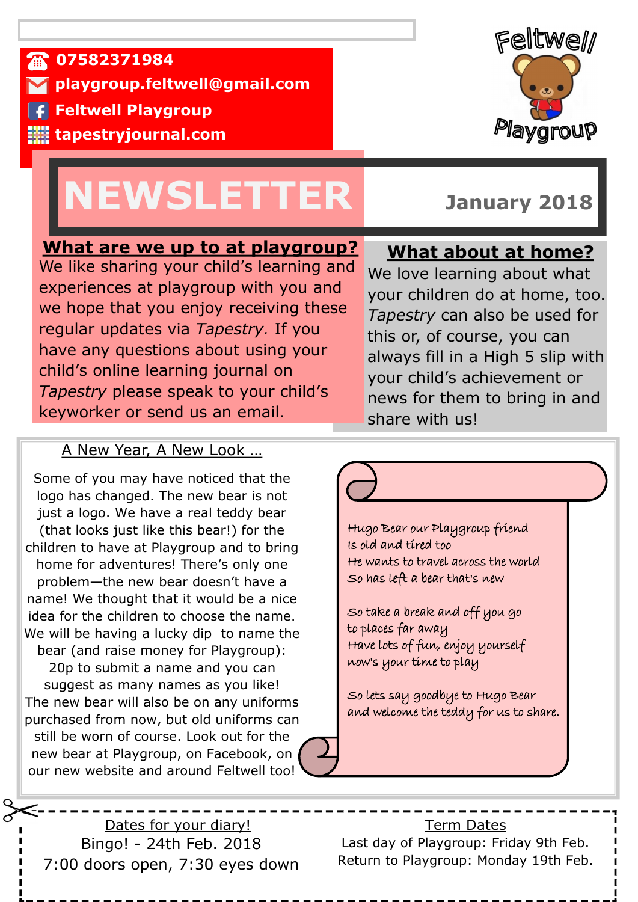07582371984

playgroup.feltwell@gmail.com

Feltwell Playgroup

tapestryjournal.com

Feltwell Playgroup

# NEWSLETTER

January 2018

## What are we up to at playgroup?

We like sharing your child's learning and experiences at playgroup with you and we hope that you enjoy receiving these regular updates via *Tapestry.* If you have any questions about using your child's online learning journal on *Tapestry* please speak to your child's keyworker or send us an email.

## What about at home?

We love learning about what your children do at home, too. *Tapestry* can also be used for this or, of course, you can always fill in a High 5 slip with your child's achievement or news for them to bring in and share with us!

### A New Year, A New Look …

Some of you may have noticed that the logo has changed. The new bear is not just a logo. We have a real teddy bear (that looks just like this bear!) for the children to have at Playgroup and to bring home for adventures! There's only one problem—the new bear doesn't have a name! We thought that it would be a nice idea for the children to choose the name. We will be having a lucky dip to name the bear (and raise money for Playgroup): 20p to submit a name and you can suggest as many names as you like! The new bear will also be on any uniforms purchased from now, but old uniforms can still be worn of course. Look out for the new bear at Playgroup, on Facebook, on our new website and around Feltwell too!

Hugo Bear our Playgroup friend
Is old and tired too
He wants to travel across the world
So has left a bear that's new

So take a break and off you go
to places far away
Have lots of fun, enjoy yourself
now's your time to play

So lets say goodbye to Hugo Bear
and welcome the teddy for us to share.

### Dates for your diary!

Bingo! - 24th Feb. 2018
7:00 doors open, 7:30 eyes down

### Term Dates

Last day of Playgroup: Friday 9th Feb.
Return to Playgroup: Monday 19th Feb.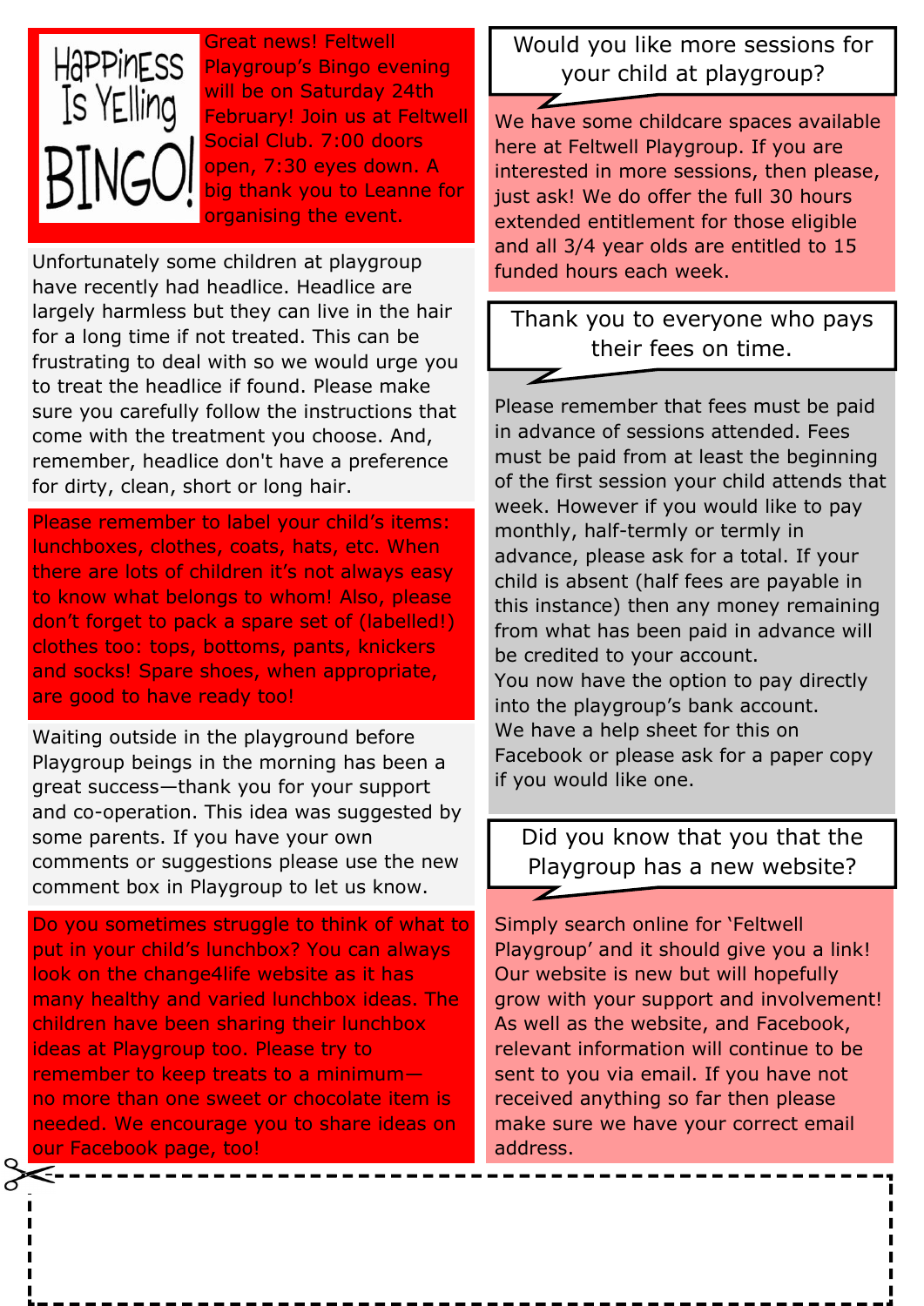HaPPiNESS Is YElling BINGO!

Great news! Feltwell Playgroup's Bingo evening will be on Saturday 24th February! Join us at Feltwell Social Club. 7:00 doors open, 7:30 eyes down. A big thank you to Leanne for organising the event.

Unfortunately some children at playgroup have recently had headlice. Headlice are largely harmless but they can live in the hair for a long time if not treated. This can be frustrating to deal with so we would urge you to treat the headlice if found. Please make sure you carefully follow the instructions that come with the treatment you choose. And, remember, headlice don't have a preference for dirty, clean, short or long hair.

Please remember to label your child's items: lunchboxes, clothes, coats, hats, etc. When there are lots of children it's not always easy to know what belongs to whom! Also, please don't forget to pack a spare set of (labelled!) clothes too: tops, bottoms, pants, knickers and socks! Spare shoes, when appropriate, are good to have ready too!

Waiting outside in the playground before Playgroup beings in the morning has been a great success—thank you for your support and co-operation. This idea was suggested by some parents. If you have your own comments or suggestions please use the new comment box in Playgroup to let us know.

Do you sometimes struggle to think of what to put in your child's lunchbox? You can always look on the change4life website as it has many healthy and varied lunchbox ideas. The children have been sharing their lunchbox ideas at Playgroup too. Please try to remember to keep treats to a minimum—no more than one sweet or chocolate item is needed. We encourage you to share ideas on our Facebook page, too!

## Would you like more sessions for your child at playgroup?

We have some childcare spaces available here at Feltwell Playgroup. If you are interested in more sessions, then please, just ask! We do offer the full 30 hours extended entitlement for those eligible and all 3/4 year olds are entitled to 15 funded hours each week.

## Thank you to everyone who pays their fees on time.

Please remember that fees must be paid in advance of sessions attended. Fees must be paid from at least the beginning of the first session your child attends that week. However if you would like to pay monthly, half-termly or termly in advance, please ask for a total. If your child is absent (half fees are payable in this instance) then any money remaining from what has been paid in advance will be credited to your account.
You now have the option to pay directly into the playgroup's bank account.
We have a help sheet for this on Facebook or please ask for a paper copy if you would like one.

## Did you know that you that the Playgroup has a new website?

Simply search online for 'Feltwell Playgroup' and it should give you a link! Our website is new but will hopefully grow with your support and involvement! As well as the website, and Facebook, relevant information will continue to be sent to you via email. If you have not received anything so far then please make sure we have your correct email address.